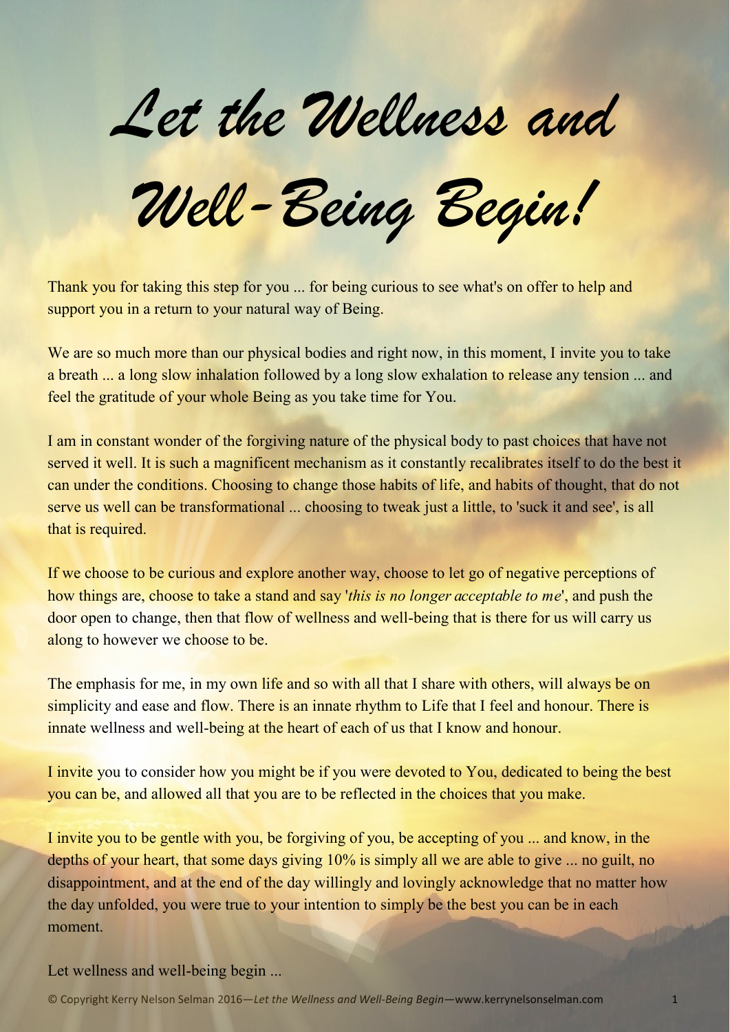# *Let the Wellness and Well-Being Begin!*

Thank you for taking this step for you ... for being curious to see what's on offer to help and support you in a return to your natural way of Being.

We are so much more than our physical bodies and right now, in this moment, I invite you to take a breath ... a long slow inhalation followed by a long slow exhalation to release any tension ... and feel the gratitude of your whole Being as you take time for You.

I am in constant wonder of the forgiving nature of the physical body to past choices that have not served it well. It is such a magnificent mechanism as it constantly recalibrates itself to do the best it can under the conditions. Choosing to change those habits of life, and habits of thought, that do not serve us well can be transformational ... choosing to tweak just a little, to 'suck it and see', is all that is required.

If we choose to be curious and explore another way, choose to let go of negative perceptions of how things are, choose to take a stand and say '*this is no longer acceptable to me*', and push the door open to change, then that flow of wellness and well-being that is there for us will carry us along to however we choose to be.

The emphasis for me, in my own life and so with all that I share with others, will always be on simplicity and ease and flow. There is an innate rhythm to Life that I feel and honour. There is innate wellness and well-being at the heart of each of us that I know and honour.

I invite you to consider how you might be if you were devoted to You, dedicated to being the best you can be, and allowed all that you are to be reflected in the choices that you make.

I invite you to be gentle with you, be forgiving of you, be accepting of you ... and know, in the depths of your heart, that some days giving 10% is simply all we are able to give ... no guilt, no disappointment, and at the end of the day willingly and lovingly acknowledge that no matter how the day unfolded, you were true to your intention to simply be the best you can be in each moment.

Let wellness and well-being begin ...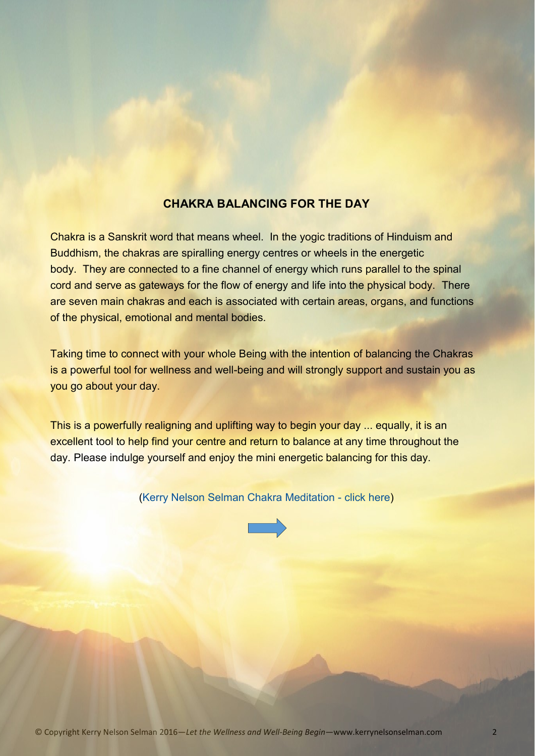## CHAKRA BALANCING FOR THE DAY

Chakra is a Sanskrit word that means wheel. In the yogic traditions of Hinduism and Buddhism, the chakras are spiralling energy centres or wheels in the energetic body. They are connected to a fine channel of energy which runs parallel to the spinal cord and serve as gateways for the flow of energy and life into the physical body. There are seven main chakras and each is associated with certain areas, organs, and functions of the physical, emotional and mental bodies.

Taking time to connect with your whole Being with the intention of balancing the Chakras is a powerful tool for wellness and well-being and will strongly support and sustain you as you go about your day.

This is a powerfully realigning and uplifting way to begin your day ... equally, it is an excellent tool to help find your centre and return to balance at any time throughout the day. Please indulge yourself and enjoy the mini energetic balancing for this day.

(Kerry Nelson Selman Chakra Meditation - click here)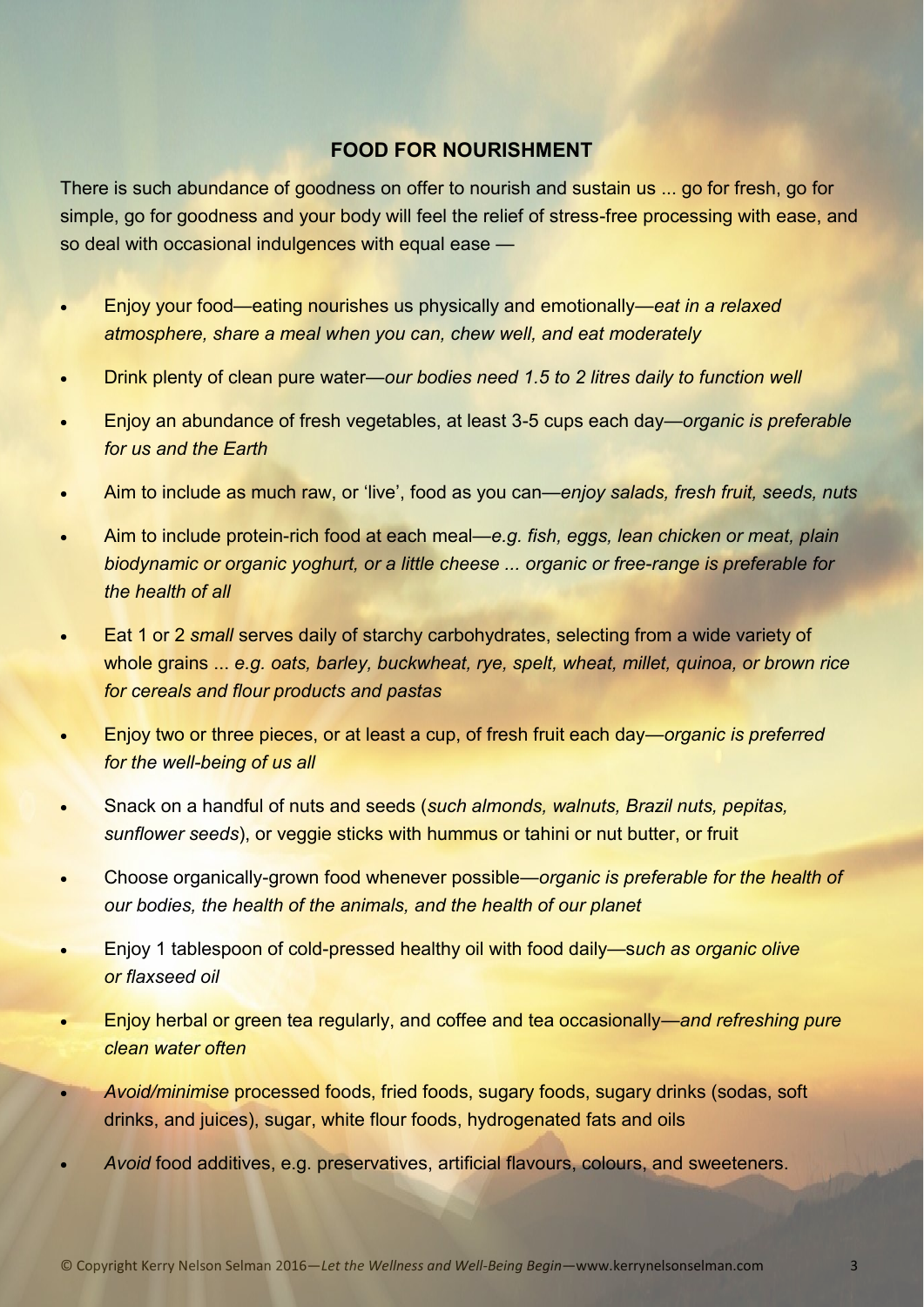## FOOD FOR NOURISHMENT

There is such abundance of goodness on offer to nourish and sustain us ... go for fresh, go for simple, go for goodness and your body will feel the relief of stress-free processing with ease, and so deal with occasional indulgences with equal ease —

- Enjoy your food—eating nourishes us physically and emotionally—*eat in a relaxed atmosphere, share a meal when you can, chew well, and eat moderately*
- Drink plenty of clean pure water—*our bodies need 1.5 to 2 litres daily to function well*
- Enjoy an abundance of fresh vegetables, at least 3-5 cups each day—*organic is preferable for us and the Earth*
- Aim to include as much raw, or 'live', food as you can—*enjoy salads, fresh fruit, seeds, nuts*
- Aim to include protein-rich food at each meal—*e.g. fish, eggs, lean chicken or meat, plain biodynamic or organic yoghurt, or a little cheese ... organic or free-range is preferable for the health of all*
- Eat 1 or 2 *small* serves daily of starchy carbohydrates, selecting from a wide variety of whole grains ... *e.g. oats, barley, buckwheat, rye, spelt, wheat, millet, quinoa, or brown rice for cereals and flour products and pastas*
- Enjoy two or three pieces, or at least a cup, of fresh fruit each day—*organic is preferred for the well-being of us all*
- Snack on a handful of nuts and seeds (*such almonds, walnuts, Brazil nuts, pepitas, sunflower seeds*), or veggie sticks with hummus or tahini or nut butter, or fruit
- Choose organically-grown food whenever possible—*organic is preferable for the health of our bodies, the health of the animals, and the health of our planet*
- Enjoy 1 tablespoon of cold-pressed healthy oil with food daily—*such as organic olive or flaxseed oil*
- Enjoy herbal or green tea regularly, and coffee and tea occasionally—*and refreshing pure clean water often*
- *Avoid/minimise* processed foods, fried foods, sugary foods, sugary drinks (sodas, soft drinks, and juices), sugar, white flour foods, hydrogenated fats and oils
- *Avoid* food additives, e.g. preservatives, artificial flavours, colours, and sweeteners.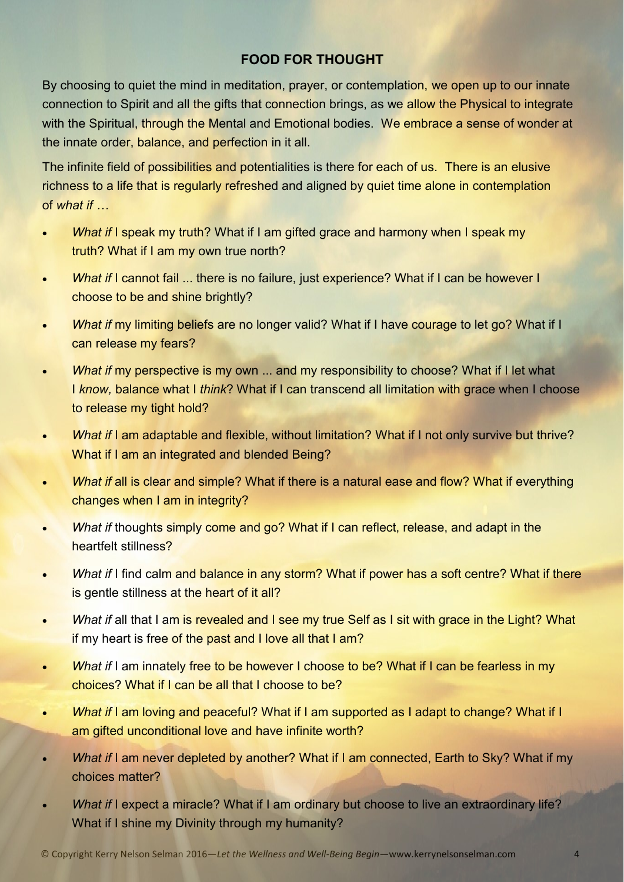## FOOD FOR THOUGHT

By choosing to quiet the mind in meditation, prayer, or contemplation, we open up to our innate connection to Spirit and all the gifts that connection brings, as we allow the Physical to integrate with the Spiritual, through the Mental and Emotional bodies. We embrace a sense of wonder at the innate order, balance, and perfection in it all.

The infinite field of possibilities and potentialities is there for each of us. There is an elusive richness to a life that is regularly refreshed and aligned by quiet time alone in contemplation of *what if …*

- *What if* I speak my truth? What if I am gifted grace and harmony when I speak my truth? What if I am my own true north?
- *What if* I cannot fail ... there is no failure, just experience? What if I can be however I choose to be and shine brightly?
- *What if* my limiting beliefs are no longer valid? What if I have courage to let go? What if I can release my fears?
- *What if* my perspective is my own ... and my responsibility to choose? What if I let what I *know,* balance what I *think*? What if I can transcend all limitation with grace when I choose to release my tight hold?
- *What if* I am adaptable and flexible, without limitation? What if I not only survive but thrive? What if I am an integrated and blended Being?
- *What if* all is clear and simple? What if there is a natural ease and flow? What if everything changes when I am in integrity?
- *What if* thoughts simply come and go? What if I can reflect, release, and adapt in the heartfelt stillness?
- *What if* I find calm and balance in any storm? What if power has a soft centre? What if there is gentle stillness at the heart of it all?
- *What if* all that I am is revealed and I see my true Self as I sit with grace in the Light? What if my heart is free of the past and I love all that I am?
- *What if* I am innately free to be however I choose to be? What if I can be fearless in my choices? What if I can be all that I choose to be?
- *What if* I am loving and peaceful? What if I am supported as I adapt to change? What if I am gifted unconditional love and have infinite worth?
- *What if* I am never depleted by another? What if I am connected, Earth to Sky? What if my choices matter?
- *What if* I expect a miracle? What if I am ordinary but choose to live an extraordinary life? What if I shine my Divinity through my humanity?

© Copyright Kerry Nelson Selman 2016—*Let the Wellness and Well-Being Begin*—www.kerrynelsonselman.com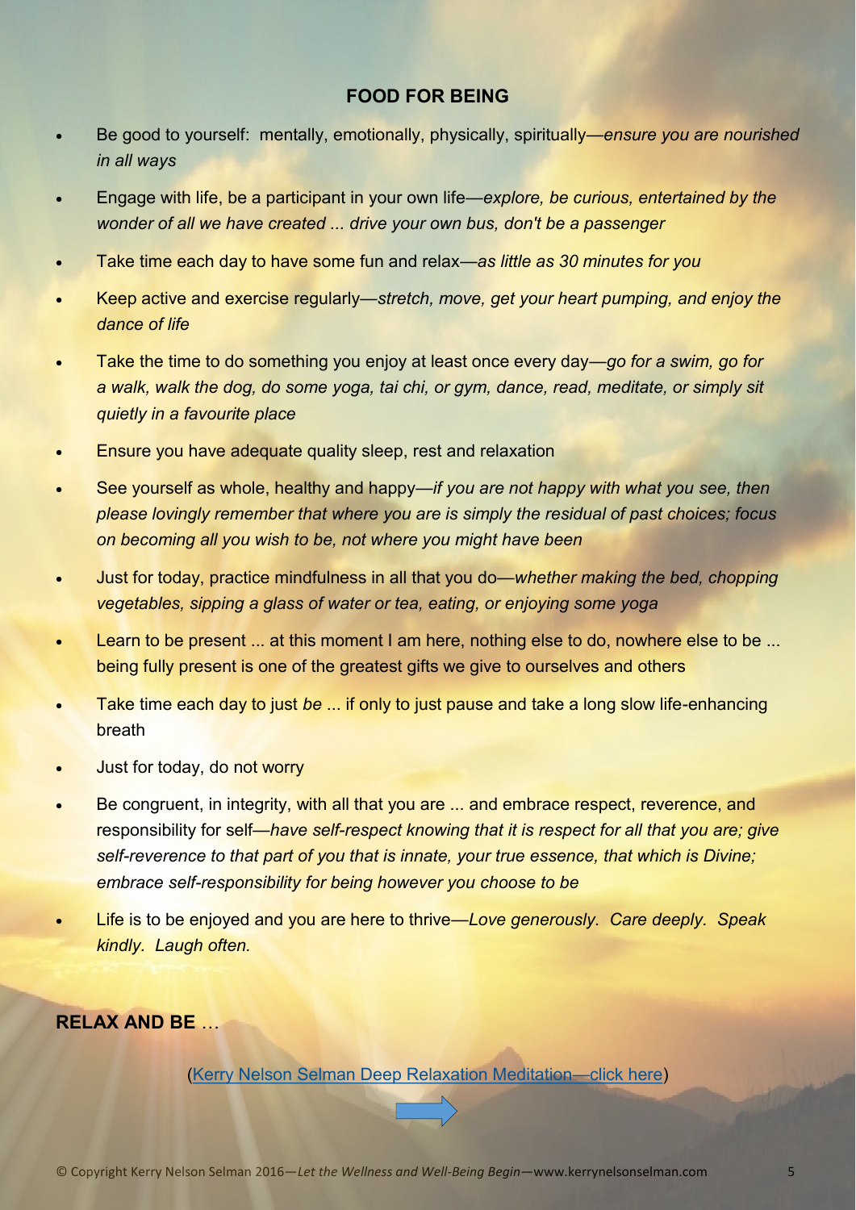## FOOD FOR BEING

- Be good to yourself: mentally, emotionally, physically, spiritually—*ensure you are nourished in all ways*
- Engage with life, be a participant in your own life—*explore, be curious, entertained by the wonder of all we have created ... drive your own bus, don't be a passenger*
- Take time each day to have some fun and relax—*as little as 30 minutes for you*
- Keep active and exercise regularly—*stretch, move, get your heart pumping, and enjoy the dance of life*
- Take the time to do something you enjoy at least once every day—*go for a swim, go for a walk, walk the dog, do some yoga, tai chi, or gym, dance, read, meditate, or simply sit quietly in a favourite place*
- Ensure you have adequate quality sleep, rest and relaxation
- See yourself as whole, healthy and happy—*if you are not happy with what you see, then please lovingly remember that where you are is simply the residual of past choices; focus on becoming all you wish to be, not where you might have been*
- Just for today, practice mindfulness in all that you do—*whether making the bed, chopping vegetables, sipping a glass of water or tea, eating, or enjoying some yoga*
- Learn to be present ... at this moment I am here, nothing else to do, nowhere else to be ... being fully present is one of the greatest gifts we give to ourselves and others
- Take time each day to just *be* ... if only to just pause and take a long slow life-enhancing breath
- Just for today, do not worry
- Be congruent, in integrity, with all that you are ... and embrace respect, reverence, and responsibility for self—*have self-respect knowing that it is respect for all that you are; give self-reverence to that part of you that is innate, your true essence, that which is Divine; embrace self-responsibility for being however you choose to be*
- Life is to be enjoyed and you are here to thrive—*Love generously. Care deeply. Speak kindly. Laugh often.*

**RELAX AND BE** …

(Kerry Nelson Selman Deep Relaxation Meditation—click here)